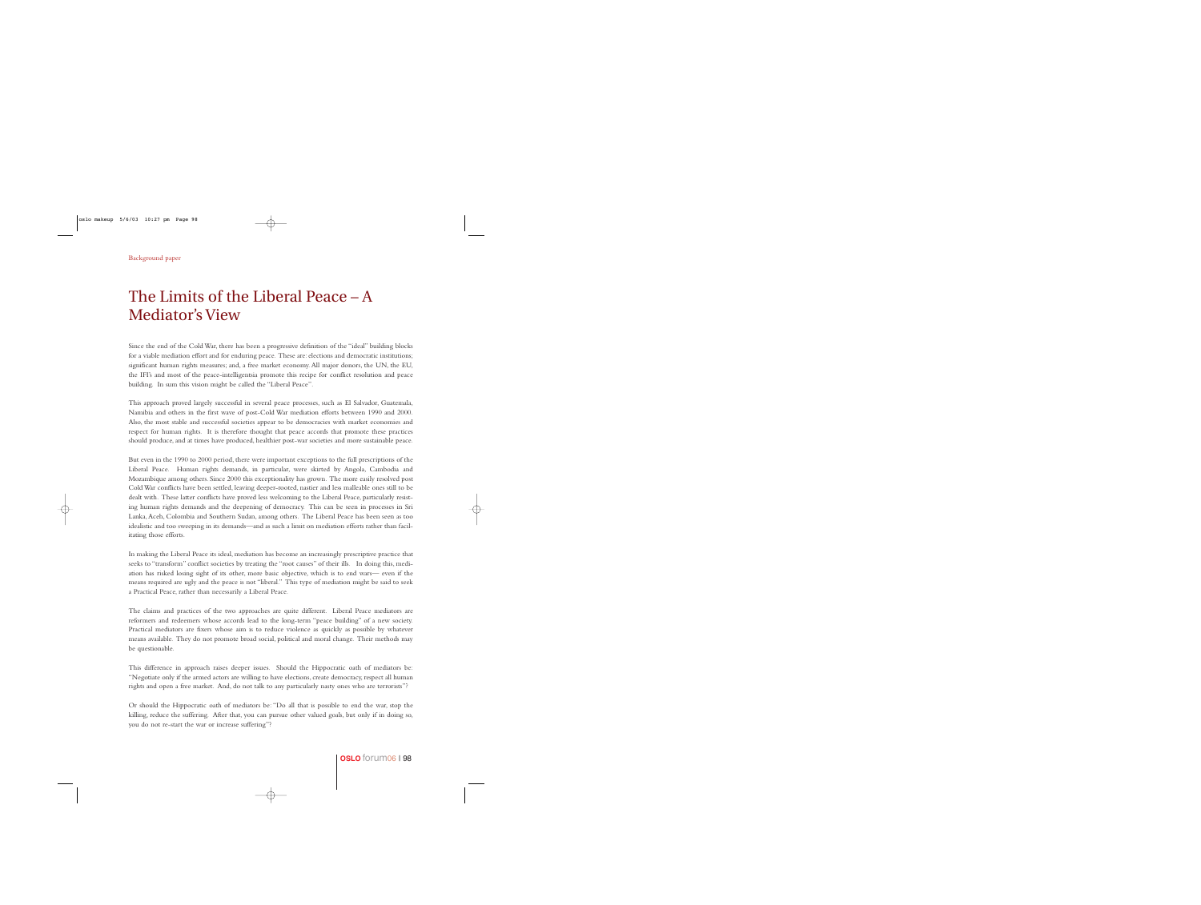Background paper

# The Limits of the Liberal Peace – A Mediator's View

Since the end of the Cold War, there has been a progressive definition of the "ideal" building blocks for a viable mediation effort and for enduring peace. These are: elections and democratic institutions; significant human rights measures; and, a free market economy. All major donors, the UN, the EU, the IFI's and most of the peace-intelligentsia promote this recipe for conflict resolution and peace building. In sum this vision might be called the "Liberal Peace".

This approach proved largely successful in several peace processes, such as El Salvador, Guatemala, Namibia and others in the first wave of post-Cold War mediation efforts between 1990 and 2000. Also, the most stable and successful societies appear to be democracies with market economies and respect for human rights. It is therefore thought that peace accords that promote these practices should produce, and at times have produced, healthier post-war societies and more sustainable peace.

But even in the 1990 to 2000 period, there were important exceptions to the full prescriptions of the Liberal Peace. Human rights demands, in particular, were skirted by Angola, Cambodia and Mozambique among others. Since 2000 this exceptionality has grown. The more easily resolved post Cold War conflicts have been settled, leaving deeper-rooted, nastier and less malleable ones still to be dealt with. These latter conflicts have proved less welcoming to the Liberal Peace, particularly resisting human rights demands and the deepening of democracy. This can be seen in processes in Sri Lanka, Aceh, Colombia and Southern Sudan, among others. The Liberal Peace has been seen as too idealistic and too sweeping in its demands—and as such a limit on mediation efforts rather than facilitating those efforts.

In making the Liberal Peace its ideal, mediation has become an increasingly prescriptive practice that seeks to "transform" conflict societies by treating the "root causes" of their ills. In doing this, mediation has risked losing sight of its other, more basic objective, which is to end wars— even if the means required are ugly and the peace is not "liberal." This type of mediation might be said to seek a Practical Peace, rather than necessarily a Liberal Peace.

The claims and practices of the two approaches are quite different. Liberal Peace mediators are reformers and redeemers whose accords lead to the long-term "peace building" of a new society. Practical mediators are fixers whose aim is to reduce violence as quickly as possible by whatever means available. They do not promote broad social, political and moral change. Their methods may be questionable.

This difference in approach raises deeper issues. Should the Hippocratic oath of mediators be: "Negotiate only if the armed actors are willing to have elections, create democracy, respect all human rights and open a free market. And, do not talk to any particularly nasty ones who are terrorists"?

Or should the Hippocratic oath of mediators be: "Do all that is possible to end the war, stop the killing, reduce the suffering. After that, you can pursue other valued goals, but only if in doing so, you do not re-start the war or increase suffering"?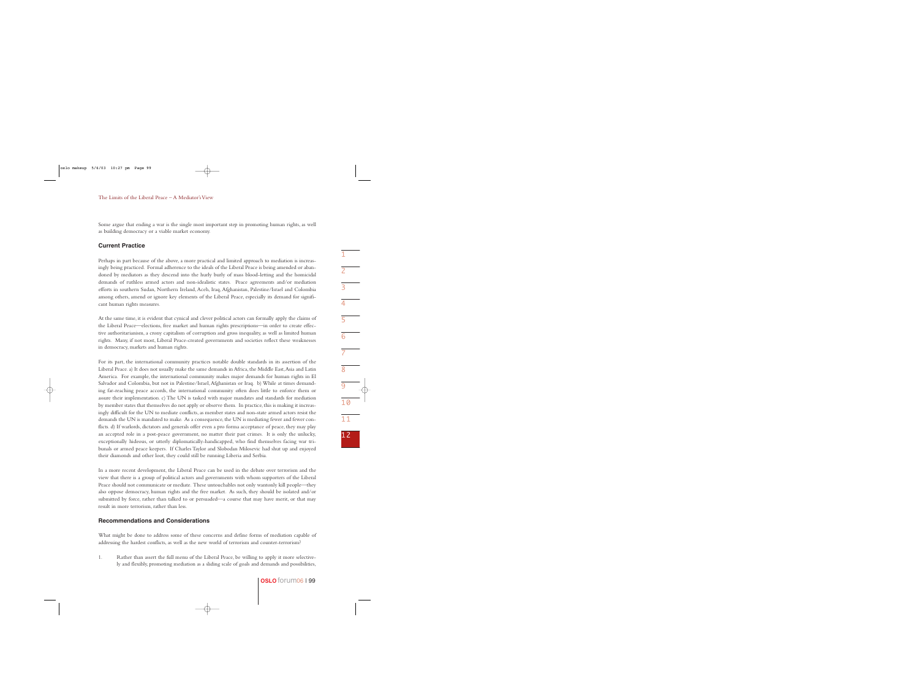Some argue that ending a war is the single most important step in promoting human rights, as well as building democracy or a viable market economy.

### Current Practice

Perhaps in part because of the above, a more practical and limited approach to mediation is increasingly being practiced. Formal adherence to the ideals of the Liberal Peace is being amended or abandoned by mediators as they descend into the hurly burly of mass blood-letting and the homicidal demands of ruthless armed actors and non-idealistic states. Peace agreements and/or mediation efforts in southern Sudan, Northern Ireland, Aceh, Iraq, Afghanistan, Palestine/Israel and Colombia among others, amend or ignore key elements of the Liberal Peace, especially its demand for significant human rights measures.

At the same time, it is evident that cynical and clever political actors can formally apply the claims of the Liberal Peace—elections, free market and human rights prescriptions—in order to create effective authoritarianism, a crony capitalism of corruption and gross inequality, as well as limited human rights. Many, if not most, Liberal Peace-created governments and societies reflect these weaknesses in democracy, markets and human rights.

For its part, the international community practices notable double standards in its assertion of the Liberal Peace. a) It does not usually make the same demands in Africa, the Middle East, Asia and Latin America. For example, the international community makes major demands for human rights in El Salvador and Colombia, but not in Palestine/Israel, Afghanistan or Iraq. b) While at times demanding far-reaching peace accords, the international community often does little to enforce them or assure their implementation. c) The UN is tasked with major mandates and standards for mediation by member states that themselves do not apply or observe them. In practice, this is making it increasingly difficult for the UN to mediate conflicts, as member states and non-state armed actors resist the demands the UN is mandated to make. As a consequence, the UN is mediating fewer and fewer conflicts. d) If warlords, dictators and generals offer even a pro forma acceptance of peace, they may play an accepted role in a post-peace government, no matter their past crimes. It is only the unlucky, exceptionally hideous, or utterly diplomatically-handicapped, who find themselves facing war tribunals or armed peace keepers. If Charles Taylor and Slobodan Milosevic had shut up and enjoyed their diamonds and other loot, they could still be running Liberia and Serbia.

In a more recent development, the Liberal Peace can be used in the debate over terrorism and the view that there is a group of political actors and governments with whom supporters of the Liberal Peace should not communicate or mediate. These untouchables not only wantonly kill people—they also oppose democracy, human rights and the free market. As such, they should be isolated and/or submitted by force, rather than talked to or persuaded—a course that may have merit, or that may result in more terrorism, rather than less.

### Recommendations and Considerations

What might be done to address some of these concerns and define forms of mediation capable of addressing the hardest conflicts, as well as the new world of terrorism and counter-terrorism?

1. Rather than assert the full menu of the Liberal Peace, be willing to apply it more selectively and flexibly, promoting mediation as a sliding scale of goals and demands and possibilities,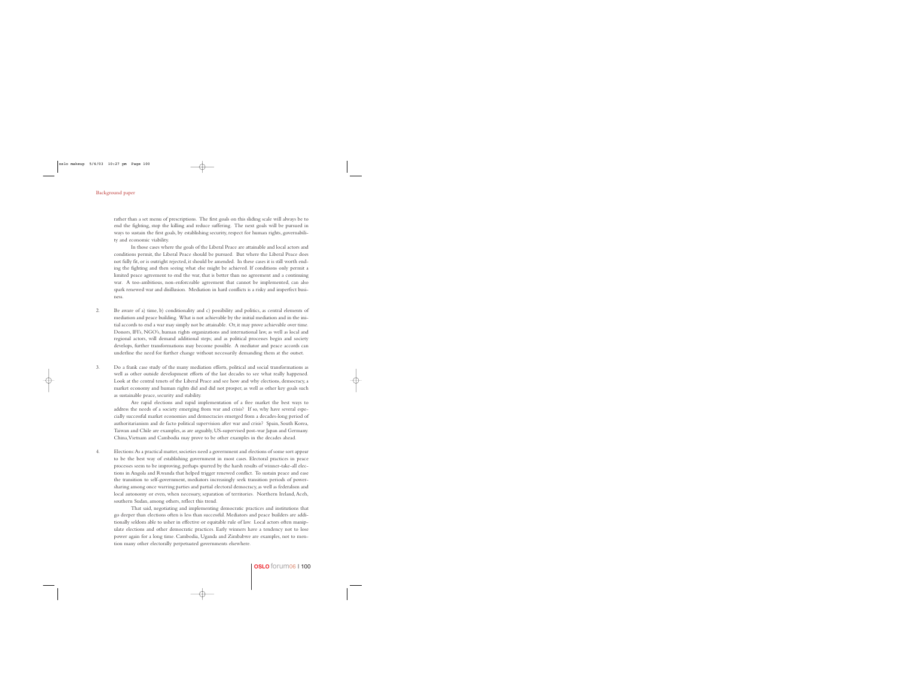rather than a set menu of prescriptions. The first goals on this sliding scale will always be to end the fighting, stop the killing and reduce suffering. The next goals will be pursued in ways to sustain the first goals, by establishing security, respect for human rights, governability and economic viability.

In those cases where the goals of the Liberal Peace are attainable and local actors and conditions permit, the Liberal Peace should be pursued. But where the Liberal Peace does not fully fit, or is outright rejected, it should be amended. In these cases it is still worth ending the fighting and then seeing what else might be achieved. If conditions only permit a limited peace agreement to end the war, that is better than no agreement and a continuing war. A too-ambitious, non-enforceable agreement that cannot be implemented, can also spark renewed war and disillusion. Mediation in hard conflicts is a risky and imperfect business.

2. Be aware of a) time, b) conditionality and c) possibility and politics, as central elements of mediation and peace building. What is not achievable by the initial mediation and in the initial accords to end a war may simply not be attainable. Or, it may prove achievable over time. Donors, IFI's, NGO's, human rights organizations and international law, as well as local and regional actors, will demand additional steps; and as political processes begin and society develops, further transformations may become possible. A mediator and peace accords can underline the need for further change without necessarily demanding them at the outset.

3. Do a frank case study of the many mediation efforts, political and social transformations as well as other outside development efforts of the last decades to see what really happened. Look at the central tenets of the Liberal Peace and see how and why elections, democracy, a market economy and human rights did and did not prosper, as well as other key goals such as sustainable peace, security and stability.

   Are rapid elections and rapid implementation of a free market the best ways to address the needs of a society emerging from war and crisis? If so, why have several especially successful market economies and democracies emerged from a decades-long period of authoritarianism and de facto political supervision after war and crisis? Spain, South Korea, Taiwan and Chile are examples, as are arguably, US-supervised post-war Japan and Germany. China, Vietnam and Cambodia may prove to be other examples in the decades ahead.

4. Elections: As a practical matter, societies need a government and elections of some sort appear to be the best way of establishing government in most cases. Electoral practices in peace processes seem to be improving, perhaps spurred by the harsh results of winner-take-all elections in Angola and Rwanda that helped trigger renewed conflict. To sustain peace and ease the transition to self-government, mediators increasingly seek transition periods of power-sharing among once warring parties and partial electoral democracy, as well as federalism and local autonomy or even, when necessary, separation of territories. Northern Ireland, Aceh, southern Sudan, among others, reflect this trend.

   That said, negotiating and implementing democratic practices and institutions that go deeper than elections often is less than successful. Mediators and peace builders are additionally seldom able to usher in effective or equitable rule of law. Local actors often manipulate elections and other democratic practices. Early winners have a tendency not to lose power again for a long time. Cambodia, Uganda and Zimbabwe are examples, not to mention many other electorally perpetuated governments elsewhere.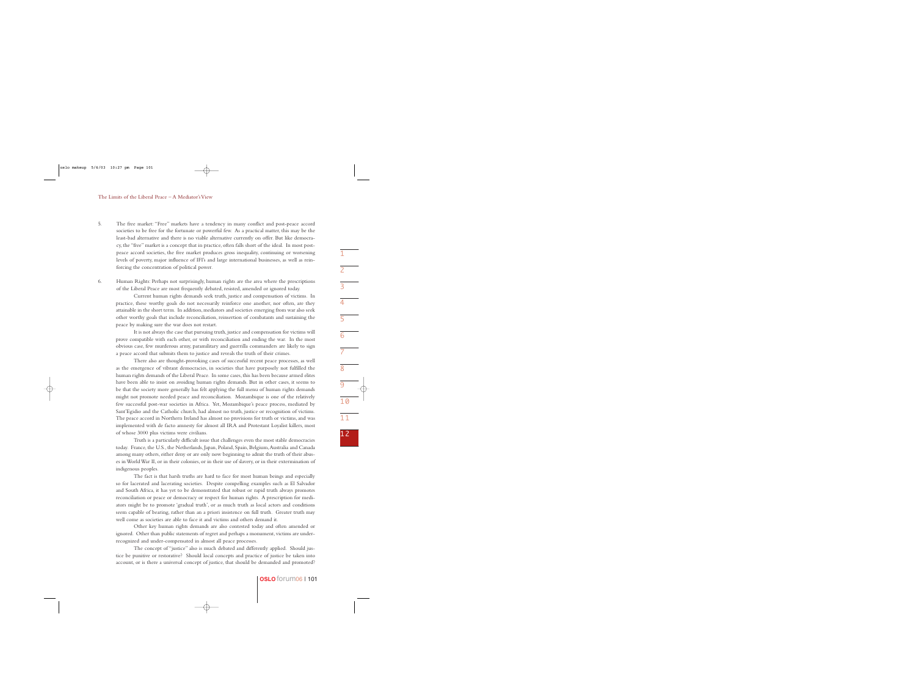5. The free market: "Free" markets have a tendency in many conflict and post-peace accord societies to be free for the fortunate or powerful few. As a practical matter, this may be the least-bad alternative and there is no viable alternative currently on offer. But like democracy, the "free" market is a concept that in practice, often falls short of the ideal. In most post-peace accord societies, the free market produces gross inequality, continuing or worsening levels of poverty, major influence of IFI's and large international businesses, as well as reinforcing the concentration of political power.

6. Human Rights: Perhaps not surprisingly, human rights are the area where the prescriptions of the Liberal Peace are most frequently debated, resisted, amended or ignored today.

Current human rights demands seek truth, justice and compensation of victims. In practice, these worthy goals do not necessarily reinforce one another, nor often, are they attainable in the short term. In addition, mediators and societies emerging from war also seek other worthy goals that include reconciliation, reinsertion of combatants and sustaining the peace by making sure the war does not restart.

It is not always the case that pursuing truth, justice and compensation for victims will prove compatible with each other, or with reconciliation and ending the war. In the most obvious case, few murderous army, paramilitary and guerrilla commanders are likely to sign a peace accord that submits them to justice and reveals the truth of their crimes.

There also are thought-provoking cases of successful recent peace processes, as well as the emergence of vibrant democracies, in societies that have purposely not fulfilled the human rights demands of the Liberal Peace. In some cases, this has been because armed elites have been able to insist on avoiding human rights demands. But in other cases, it seems to be that the society more generally has felt applying the full menu of human rights demands might not promote needed peace and reconciliation. Mozambique is one of the relatively few successful post-war societies in Africa. Yet, Mozambique's peace process, mediated by Sant'Egidio and the Catholic church, had almost no truth, justice or recognition of victims. The peace accord in Northern Ireland has almost no provisions for truth or victims, and was implemented with de facto amnesty for almost all IRA and Protestant Loyalist killers, most of whose 3000 plus victims were civilians.

Truth is a particularly difficult issue that challenges even the most stable democracies today. France, the U.S., the Netherlands, Japan, Poland, Spain, Belgium, Australia and Canada among many others, either deny or are only now beginning to admit the truth of their abuses in World War II, or in their colonies, or in their use of slavery, or in their extermination of indigenous peoples.

The fact is that harsh truths are hard to face for most human beings and especially so for lacerated and lacerating societies. Despite compelling examples such as El Salvador and South Africa, it has yet to be demonstrated that robust or rapid truth always promotes reconciliation or peace or democracy or respect for human rights. A prescription for mediators might be to promote 'gradual truth', or as much truth as local actors and conditions seem capable of bearing, rather than an a priori insistence on full truth. Greater truth may well come as societies are able to face it and victims and others demand it.

Other key human rights demands are also contested today and often amended or ignored. Other than public statements of regret and perhaps a monument, victims are under-recognized and under-compensated in almost all peace processes.

The concept of "justice" also is much debated and differently applied. Should justice be punitive or restorative? Should local concepts and practice of justice be taken into account, or is there a universal concept of justice, that should be demanded and promoted?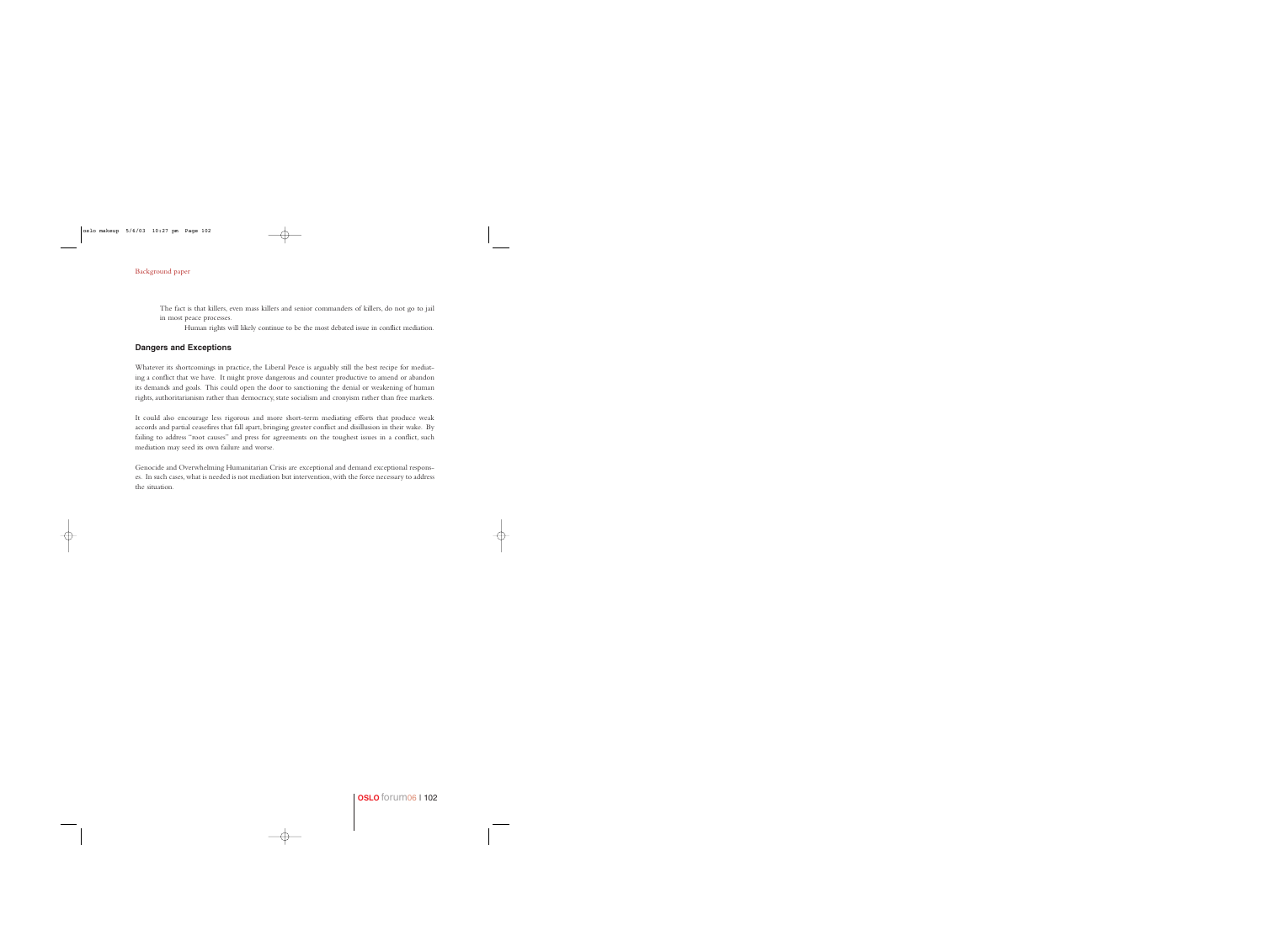The fact is that killers, even mass killers and senior commanders of killers, do not go to jail in most peace processes.

Human rights will likely continue to be the most debated issue in conflict mediation.

## Dangers and Exceptions

Whatever its shortcomings in practice, the Liberal Peace is arguably still the best recipe for mediating a conflict that we have. It might prove dangerous and counter productive to amend or abandon its demands and goals. This could open the door to sanctioning the denial or weakening of human rights, authoritarianism rather than democracy, state socialism and cronyism rather than free markets.

It could also encourage less rigorous and more short-term mediating efforts that produce weak accords and partial ceasefires that fall apart, bringing greater conflict and disillusion in their wake. By failing to address "root causes" and press for agreements on the toughest issues in a conflict, such mediation may seed its own failure and worse.

Genocide and Overwhelming Humanitarian Crisis are exceptional and demand exceptional responses. In such cases, what is needed is not mediation but intervention, with the force necessary to address the situation.